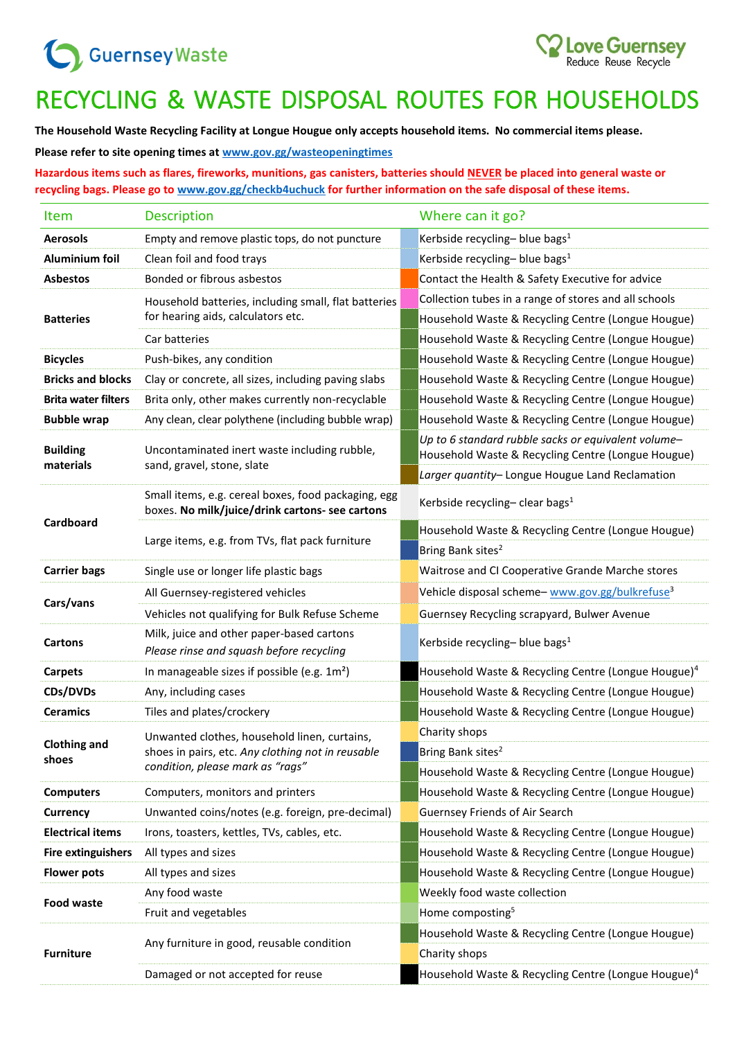Guernsey Waste

Love Guernsey Reduce Reuse Recycle

# RECYCLING & WASTE DISPOSAL ROUTES FOR HOUSEHOLDS

**The Household Waste Recycling Facility at Longue Hougue only accepts household items. No commercial items please.**

**Please refer to site opening times at www.gov.gg/wasteopeningtimes**

**Hazardous items such as flares, fireworks, munitions, gas canisters, batteries should NEVER be placed into general waste or recycling bags. Please go to www.gov.gg/checkb4uchuck for further information on the safe disposal of these items.**

| Item | Description | Where can it go? |
|---|---|---|
| **Aerosols** | Empty and remove plastic tops, do not puncture | Kerbside recycling– blue bags[1] |
| **Aluminium foil** | Clean foil and food trays | Kerbside recycling– blue bags[1] |
| **Asbestos** | Bonded or fibrous asbestos | Contact the Health & Safety Executive for advice |
| **Batteries** | Household batteries, including small, flat batteries for hearing aids, calculators etc. | Collection tubes in a range of stores and all schools |
| | | Household Waste & Recycling Centre (Longue Hougue) |
| | Car batteries | Household Waste & Recycling Centre (Longue Hougue) |
| **Bicycles** | Push-bikes, any condition | Household Waste & Recycling Centre (Longue Hougue) |
| **Bricks and blocks** | Clay or concrete, all sizes, including paving slabs | Household Waste & Recycling Centre (Longue Hougue) |
| **Brita water filters** | Brita only, other makes currently non-recyclable | Household Waste & Recycling Centre (Longue Hougue) |
| **Bubble wrap** | Any clean, clear polythene (including bubble wrap) | Household Waste & Recycling Centre (Longue Hougue) |
| **Building materials** | Uncontaminated inert waste including rubble, sand, gravel, stone, slate | *Up to 6 standard rubble sacks or equivalent volume*– Household Waste & Recycling Centre (Longue Hougue) |
| | | *Larger quantity*– Longue Hougue Land Reclamation |
| **Cardboard** | Small items, e.g. cereal boxes, food packaging, egg boxes. **No milk/juice/drink cartons- see cartons** | Kerbside recycling– clear bags[1] |
| | Large items, e.g. from TVs, flat pack furniture | Household Waste & Recycling Centre (Longue Hougue) |
| | | Bring Bank sites[2] |
| **Carrier bags** | Single use or longer life plastic bags | Waitrose and CI Cooperative Grande Marche stores |
| **Cars/vans** | All Guernsey-registered vehicles | Vehicle disposal scheme– www.gov.gg/bulkrefuse[3] |
| | Vehicles not qualifying for Bulk Refuse Scheme | Guernsey Recycling scrapyard, Bulwer Avenue |
| **Cartons** | Milk, juice and other paper-based cartons *Please rinse and squash before recycling* | Kerbside recycling– blue bags[1] |
| **Carpets** | In manageable sizes if possible (e.g. 1m²) | Household Waste & Recycling Centre (Longue Hougue)[4] |
| **CDs/DVDs** | Any, including cases | Household Waste & Recycling Centre (Longue Hougue) |
| **Ceramics** | Tiles and plates/crockery | Household Waste & Recycling Centre (Longue Hougue) |
| **Clothing and shoes** | Unwanted clothes, household linen, curtains, shoes in pairs, etc. *Any clothing not in reusable condition, please mark as "rags"* | Charity shops |
| | | Bring Bank sites[2] |
| | | Household Waste & Recycling Centre (Longue Hougue) |
| **Computers** | Computers, monitors and printers | Household Waste & Recycling Centre (Longue Hougue) |
| **Currency** | Unwanted coins/notes (e.g. foreign, pre-decimal) | Guernsey Friends of Air Search |
| **Electrical items** | Irons, toasters, kettles, TVs, cables, etc. | Household Waste & Recycling Centre (Longue Hougue) |
| **Fire extinguishers** | All types and sizes | Household Waste & Recycling Centre (Longue Hougue) |
| **Flower pots** | All types and sizes | Household Waste & Recycling Centre (Longue Hougue) |
| **Food waste** | Any food waste | Weekly food waste collection |
| | Fruit and vegetables | Home composting[5] |
| **Furniture** | Any furniture in good, reusable condition | Household Waste & Recycling Centre (Longue Hougue) |
| | | Charity shops |
| | Damaged or not accepted for reuse | Household Waste & Recycling Centre (Longue Hougue)[4] |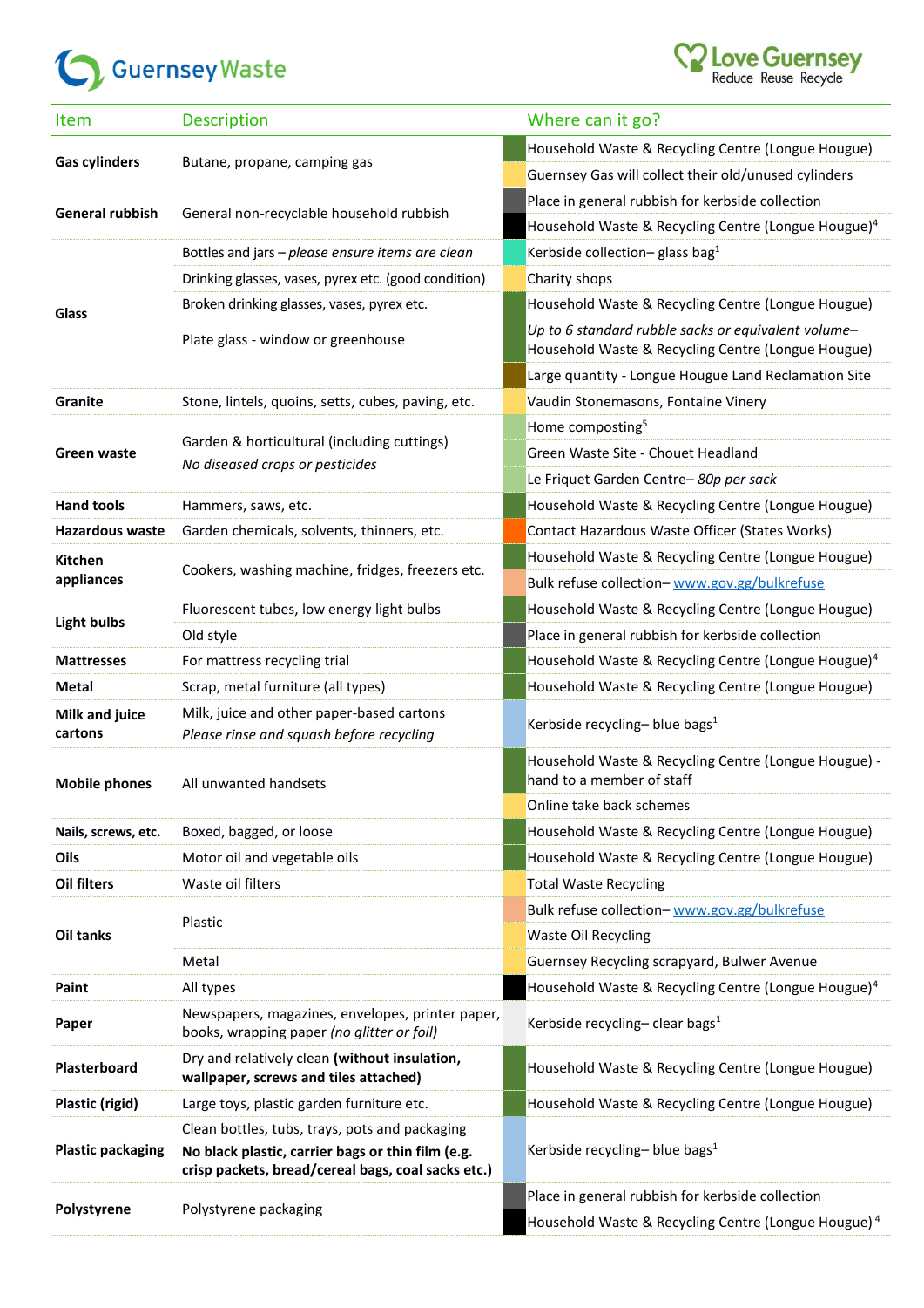Guernsey Waste

Love Guernsey
Reduce Reuse Recycle

| Item | Description | Where can it go? |
|---|---|---|
| **Gas cylinders** | Butane, propane, camping gas | Household Waste & Recycling Centre (Longue Hougue) |
| | | Guernsey Gas will collect their old/unused cylinders |
| **General rubbish** | General non-recyclable household rubbish | Place in general rubbish for kerbside collection |
| | | Household Waste & Recycling Centre (Longue Hougue)[4] |
| **Glass** | Bottles and jars – *please ensure items are clean* | Kerbside collection– glass bag[1] |
| | Drinking glasses, vases, pyrex etc. (good condition) | Charity shops |
| | Broken drinking glasses, vases, pyrex etc. | Household Waste & Recycling Centre (Longue Hougue) |
| | Plate glass - window or greenhouse | *Up to 6 standard rubble sacks or equivalent volume*– Household Waste & Recycling Centre (Longue Hougue) |
| | | Large quantity - Longue Hougue Land Reclamation Site |
| **Granite** | Stone, lintels, quoins, setts, cubes, paving, etc. | Vaudin Stonemasons, Fontaine Vinery |
| **Green waste** | Garden & horticultural (including cuttings) *No diseased crops or pesticides* | Home composting[5] |
| | | Green Waste Site - Chouet Headland |
| | | Le Friquet Garden Centre– *80p per sack* |
| **Hand tools** | Hammers, saws, etc. | Household Waste & Recycling Centre (Longue Hougue) |
| **Hazardous waste** | Garden chemicals, solvents, thinners, etc. | Contact Hazardous Waste Officer (States Works) |
| **Kitchen appliances** | Cookers, washing machine, fridges, freezers etc. | Household Waste & Recycling Centre (Longue Hougue) |
| | | Bulk refuse collection– www.gov.gg/bulkrefuse |
| **Light bulbs** | Fluorescent tubes, low energy light bulbs | Household Waste & Recycling Centre (Longue Hougue) |
| | Old style | Place in general rubbish for kerbside collection |
| **Mattresses** | For mattress recycling trial | Household Waste & Recycling Centre (Longue Hougue)[4] |
| **Metal** | Scrap, metal furniture (all types) | Household Waste & Recycling Centre (Longue Hougue) |
| **Milk and juice cartons** | Milk, juice and other paper-based cartons *Please rinse and squash before recycling* | Kerbside recycling– blue bags[1] |
| **Mobile phones** | All unwanted handsets | Household Waste & Recycling Centre (Longue Hougue) - hand to a member of staff |
| | | Online take back schemes |
| **Nails, screws, etc.** | Boxed, bagged, or loose | Household Waste & Recycling Centre (Longue Hougue) |
| **Oils** | Motor oil and vegetable oils | Household Waste & Recycling Centre (Longue Hougue) |
| **Oil filters** | Waste oil filters | Total Waste Recycling |
| **Oil tanks** | Plastic | Bulk refuse collection– www.gov.gg/bulkrefuse |
| | | Waste Oil Recycling |
| | Metal | Guernsey Recycling scrapyard, Bulwer Avenue |
| **Paint** | All types | Household Waste & Recycling Centre (Longue Hougue)[4] |
| **Paper** | Newspapers, magazines, envelopes, printer paper, books, wrapping paper *(no glitter or foil)* | Kerbside recycling– clear bags[1] |
| **Plasterboard** | Dry and relatively clean **(without insulation, wallpaper, screws and tiles attached)** | Household Waste & Recycling Centre (Longue Hougue) |
| **Plastic (rigid)** | Large toys, plastic garden furniture etc. | Household Waste & Recycling Centre (Longue Hougue) |
| **Plastic packaging** | Clean bottles, tubs, trays, pots and packaging **No black plastic, carrier bags or thin film (e.g. crisp packets, bread/cereal bags, coal sacks etc.)** | Kerbside recycling– blue bags[1] |
| **Polystyrene** | Polystyrene packaging | Place in general rubbish for kerbside collection |
| | | Household Waste & Recycling Centre (Longue Hougue)[4] |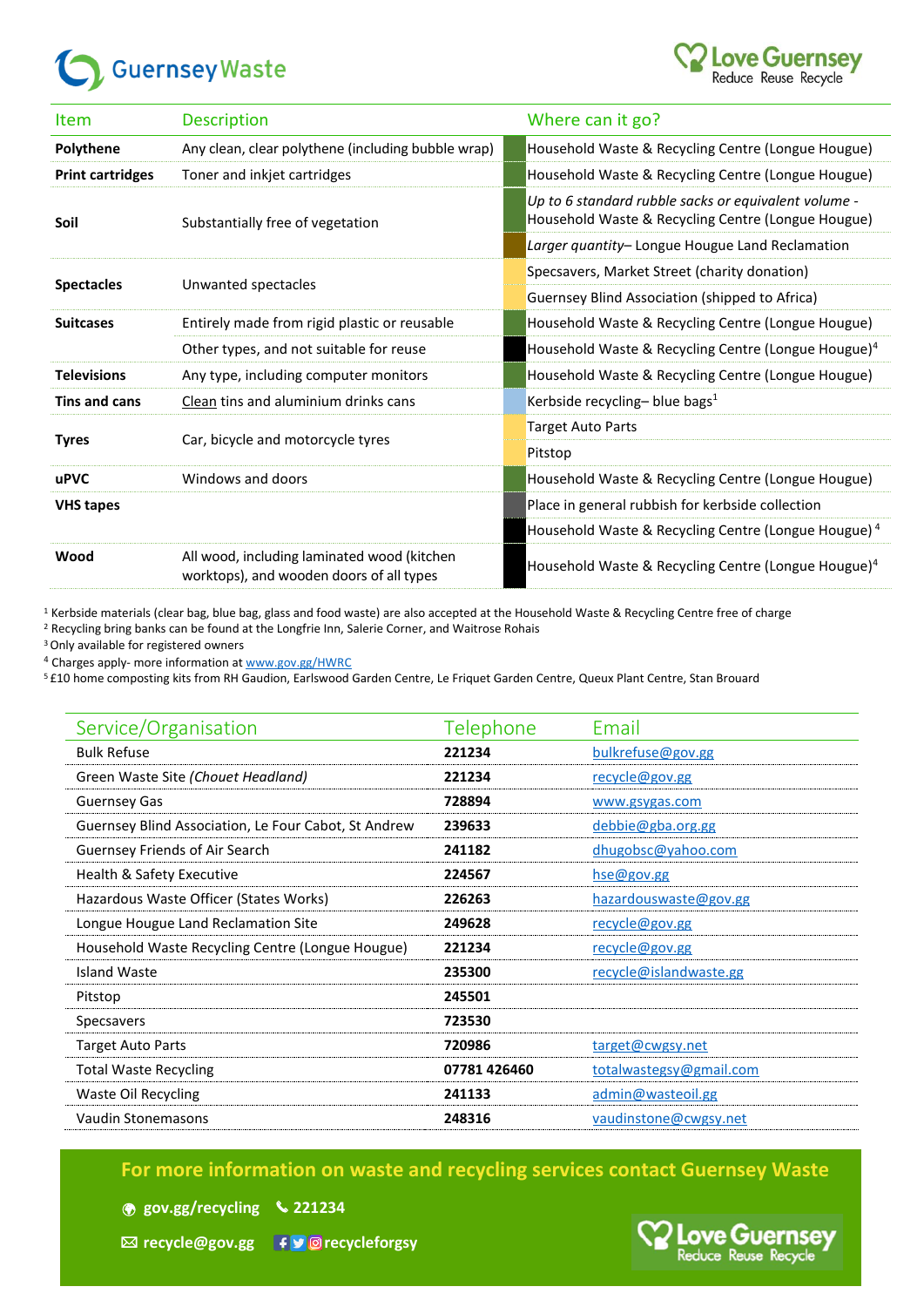GuernseyWaste

Love Guernsey Reduce Reuse Recycle

| Item | Description | Where can it go? |
|---|---|---|
| **Polythene** | Any clean, clear polythene (including bubble wrap) | Household Waste & Recycling Centre (Longue Hougue) |
| **Print cartridges** | Toner and inkjet cartridges | Household Waste & Recycling Centre (Longue Hougue) |
| **Soil** | Substantially free of vegetation | *Up to 6 standard rubble sacks or equivalent volume* - Household Waste & Recycling Centre (Longue Hougue) |
| | | *Larger quantity*– Longue Hougue Land Reclamation |
| **Spectacles** | Unwanted spectacles | Specsavers, Market Street (charity donation) |
| | | Guernsey Blind Association (shipped to Africa) |
| **Suitcases** | Entirely made from rigid plastic or reusable | Household Waste & Recycling Centre (Longue Hougue) |
| | Other types, and not suitable for reuse | Household Waste & Recycling Centre (Longue Hougue)[4] |
| **Televisions** | Any type, including computer monitors | Household Waste & Recycling Centre (Longue Hougue) |
| **Tins and cans** | Clean tins and aluminium drinks cans | Kerbside recycling– blue bags[1] |
| **Tyres** | Car, bicycle and motorcycle tyres | Target Auto Parts |
| | | Pitstop |
| **uPVC** | Windows and doors | Household Waste & Recycling Centre (Longue Hougue) |
| **VHS tapes** | | Place in general rubbish for kerbside collection |
| | | Household Waste & Recycling Centre (Longue Hougue)[4] |
| **Wood** | All wood, including laminated wood (kitchen worktops), and wooden doors of all types | Household Waste & Recycling Centre (Longue Hougue)[4] |

[1] Kerbside materials (clear bag, blue bag, glass and food waste) are also accepted at the Household Waste & Recycling Centre free of charge
[2] Recycling bring banks can be found at the Longfrie Inn, Salerie Corner, and Waitrose Rohais
[3] Only available for registered owners
[4] Charges apply- more information at www.gov.gg/HWRC
[5] £10 home composting kits from RH Gaudion, Earlswood Garden Centre, Le Friquet Garden Centre, Queux Plant Centre, Stan Brouard

| Service/Organisation | Telephone | Email |
|---|---|---|
| Bulk Refuse | **221234** | bulkrefuse@gov.gg |
| Green Waste Site *(Chouet Headland)* | **221234** | recycle@gov.gg |
| Guernsey Gas | **728894** | www.gsygas.com |
| Guernsey Blind Association, Le Four Cabot, St Andrew | **239633** | debbie@gba.org.gg |
| Guernsey Friends of Air Search | **241182** | dhugobsc@yahoo.com |
| Health & Safety Executive | **224567** | hse@gov.gg |
| Hazardous Waste Officer (States Works) | **226263** | hazardouswaste@gov.gg |
| Longue Hougue Land Reclamation Site | **249628** | recycle@gov.gg |
| Household Waste Recycling Centre (Longue Hougue) | **221234** | recycle@gov.gg |
| Island Waste | **235300** | recycle@islandwaste.gg |
| Pitstop | **245501** | |
| Specsavers | **723530** | |
| Target Auto Parts | **720986** | target@cwgsy.net |
| Total Waste Recycling | **07781 426460** | totalwastegsy@gmail.com |
| Waste Oil Recycling | **241133** | admin@wasteoil.gg |
| Vaudin Stonemasons | **248316** | vaudinstone@cwgsy.net |

**For more information on waste and recycling services contact Guernsey Waste**

**gov.gg/recycling** **221234**

**recycle@gov.gg** **recycleforgsy**

Love Guernsey Reduce Reuse Recycle